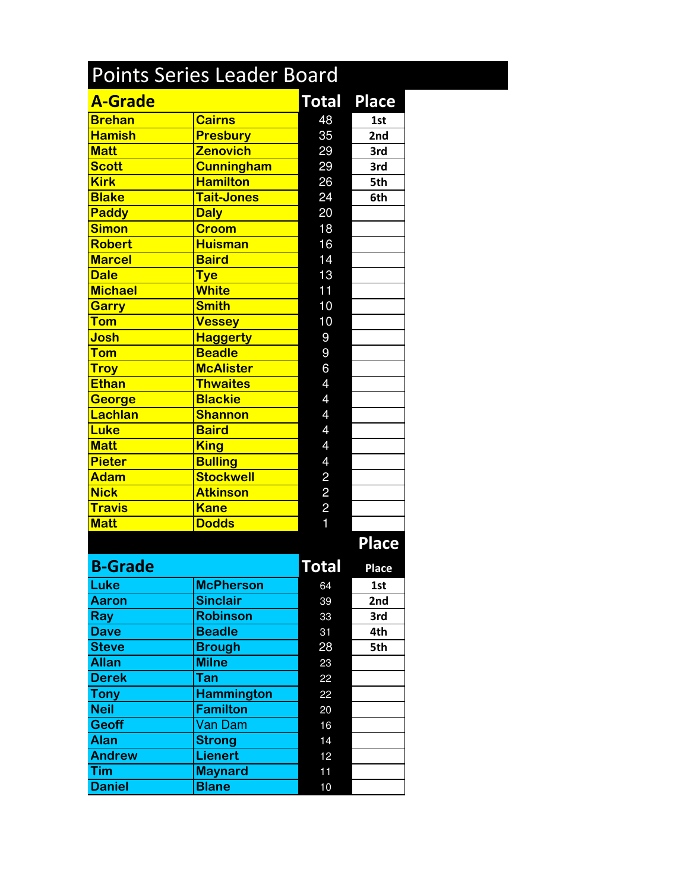# Points Series Leader Board

## A-Grade

| First Name | Last Name | Total | Place |
|---|---|---|---|
| Brehan | Cairns | 48 | 1st |
| Hamish | Presbury | 35 | 2nd |
| Matt | Zenovich | 29 | 3rd |
| Scott | Cunningham | 29 | 3rd |
| Kirk | Hamilton | 26 | 5th |
| Blake | Tait-Jones | 24 | 6th |
| Paddy | Daly | 20 | |
| Simon | Croom | 18 | |
| Robert | Huisman | 16 | |
| Marcel | Baird | 14 | |
| Dale | Tye | 13 | |
| Michael | White | 11 | |
| Garry | Smith | 10 | |
| Tom | Vessey | 10 | |
| Josh | Haggerty | 9 | |
| Tom | Beadle | 9 | |
| Troy | McAlister | 6 | |
| Ethan | Thwaites | 4 | |
| George | Blackie | 4 | |
| Lachlan | Shannon | 4 | |
| Luke | Baird | 4 | |
| Matt | King | 4 | |
| Pieter | Bulling | 4 | |
| Adam | Stockwell | 2 | |
| Nick | Atkinson | 2 | |
| Travis | Kane | 2 | |
| Matt | Dodds | 1 | |

## B-Grade

| First Name | Last Name | Total | Place |
|---|---|---|---|
| Luke | McPherson | 64 | 1st |
| Aaron | Sinclair | 39 | 2nd |
| Ray | Robinson | 33 | 3rd |
| Dave | Beadle | 31 | 4th |
| Steve | Brough | 28 | 5th |
| Allan | Milne | 23 | |
| Derek | Tan | 22 | |
| Tony | Hammington | 22 | |
| Neil | Familton | 20 | |
| Geoff | Van Dam | 16 | |
| Alan | Strong | 14 | |
| Andrew | Lienert | 12 | |
| Tim | Maynard | 11 | |
| Daniel | Blane | 10 | |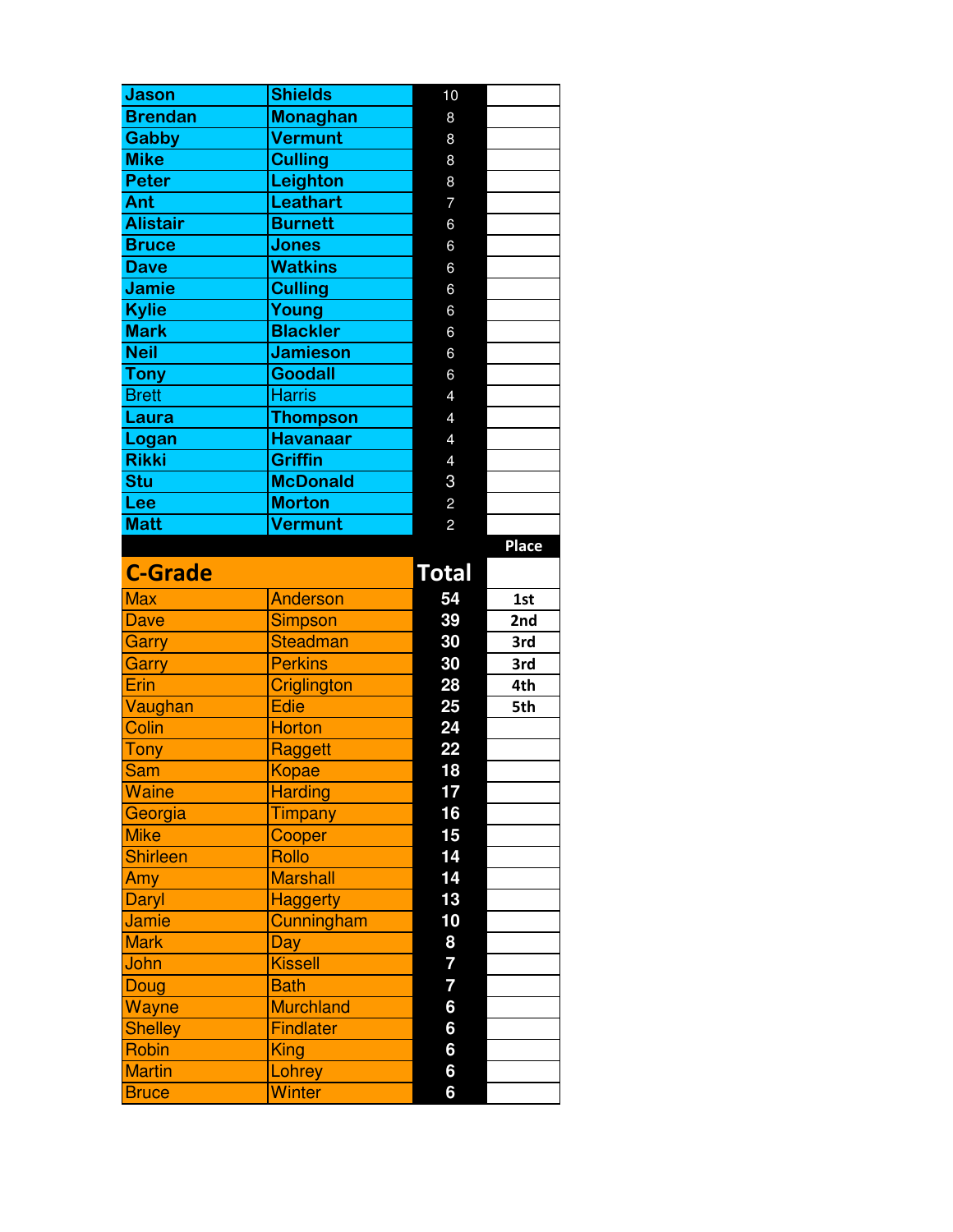| | | | |
|---|---|---|---|
| Jason | Shields | 10 | |
| Brendan | Monaghan | 8 | |
| Gabby | Vermunt | 8 | |
| Mike | Culling | 8 | |
| Peter | Leighton | 8 | |
| Ant | Leathart | 7 | |
| Alistair | Burnett | 6 | |
| Bruce | Jones | 6 | |
| Dave | Watkins | 6 | |
| Jamie | Culling | 6 | |
| Kylie | Young | 6 | |
| Mark | Blackler | 6 | |
| Neil | Jamieson | 6 | |
| Tony | Goodall | 6 | |
| Brett | Harris | 4 | |
| Laura | Thompson | 4 | |
| Logan | Havanaar | 4 | |
| Rikki | Griffin | 4 | |
| Stu | McDonald | 3 | |
| Lee | Morton | 2 | |
| Matt | Vermunt | 2 | |

| C-Grade | | Total | Place |
|---|---|---|---|
| Max | Anderson | 54 | 1st |
| Dave | Simpson | 39 | 2nd |
| Garry | Steadman | 30 | 3rd |
| Garry | Perkins | 30 | 3rd |
| Erin | Criglington | 28 | 4th |
| Vaughan | Edie | 25 | 5th |
| Colin | Horton | 24 | |
| Tony | Raggett | 22 | |
| Sam | Kopae | 18 | |
| Waine | Harding | 17 | |
| Georgia | Timpany | 16 | |
| Mike | Cooper | 15 | |
| Shirleen | Rollo | 14 | |
| Amy | Marshall | 14 | |
| Daryl | Haggerty | 13 | |
| Jamie | Cunningham | 10 | |
| Mark | Day | 8 | |
| John | Kissell | 7 | |
| Doug | Bath | 7 | |
| Wayne | Murchland | 6 | |
| Shelley | Findlater | 6 | |
| Robin | King | 6 | |
| Martin | Lohrey | 6 | |
| Bruce | Winter | 6 | |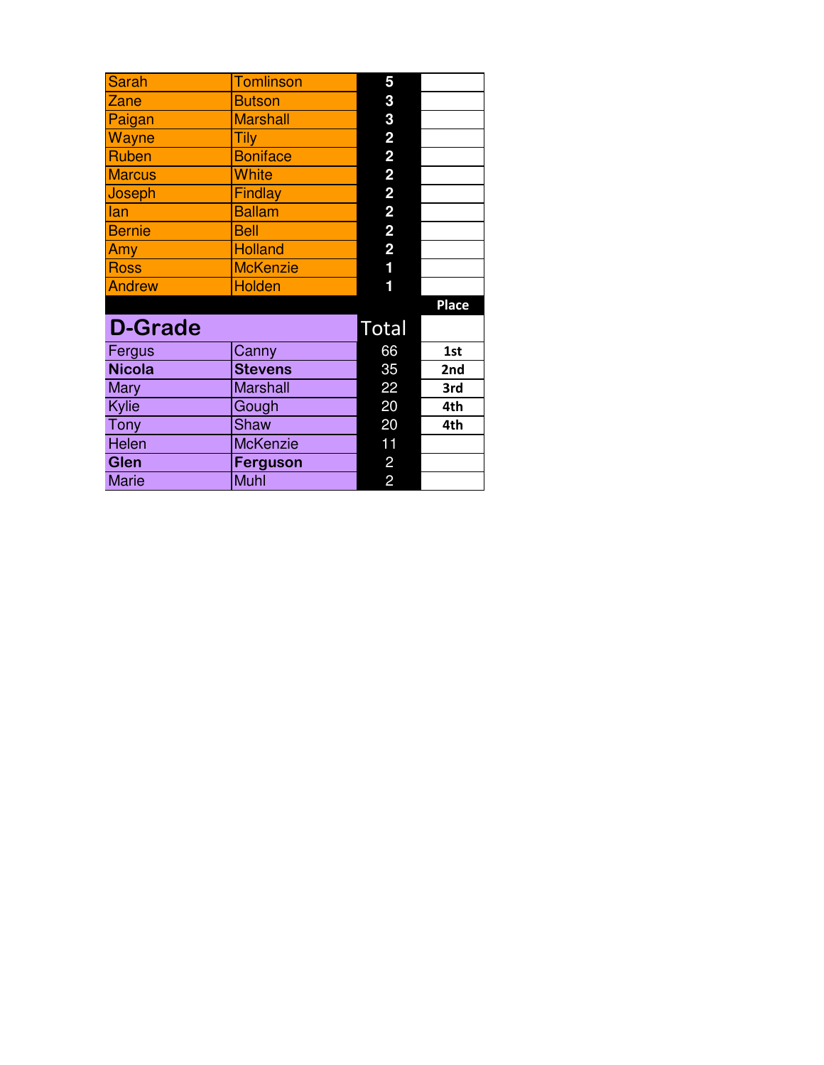| | | | |
|---|---|---|---|
| Sarah | Tomlinson | **5** | |
| Zane | Butson | **3** | |
| Paigan | Marshall | **3** | |
| Wayne | Tily | **2** | |
| Ruben | Boniface | **2** | |
| Marcus | White | **2** | |
| Joseph | Findlay | **2** | |
| Ian | Ballam | **2** | |
| Bernie | Bell | **2** | |
| Amy | Holland | **2** | |
| Ross | McKenzie | **1** | |
| Andrew | Holden | **1** | |
| | | | **Place** |
| **D-Grade** | | Total | |
| Fergus | Canny | 66 | **1st** |
| **Nicola** | **Stevens** | 35 | **2nd** |
| Mary | Marshall | 22 | **3rd** |
| Kylie | Gough | 20 | **4th** |
| Tony | Shaw | 20 | **4th** |
| Helen | McKenzie | 11 | |
| **Glen** | **Ferguson** | 2 | |
| Marie | Muhl | 2 | |